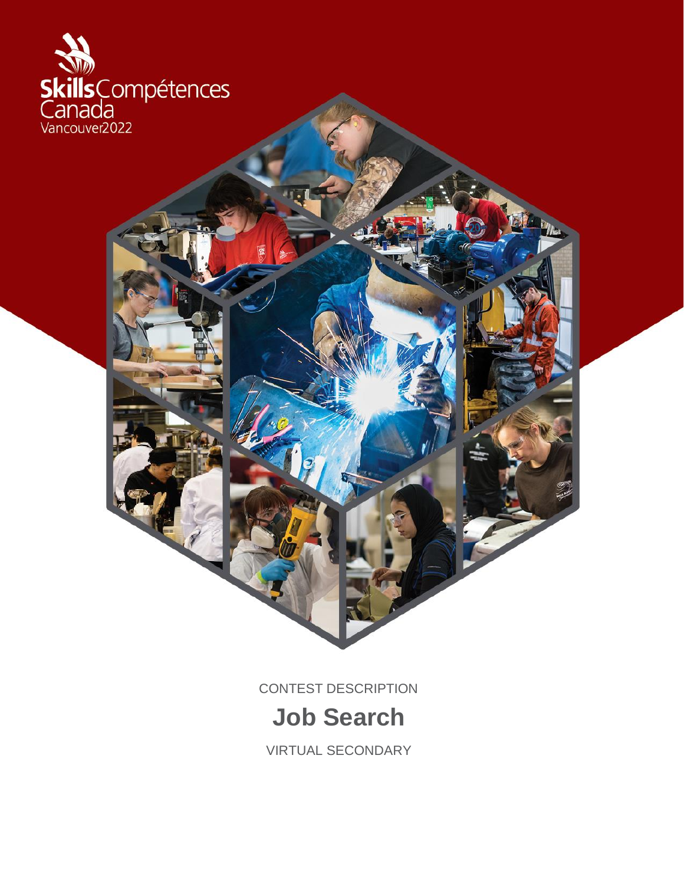Skills Compétences Canada

Vancouver2022

CONTEST DESCRIPTION

# Job Search

VIRTUAL SECONDARY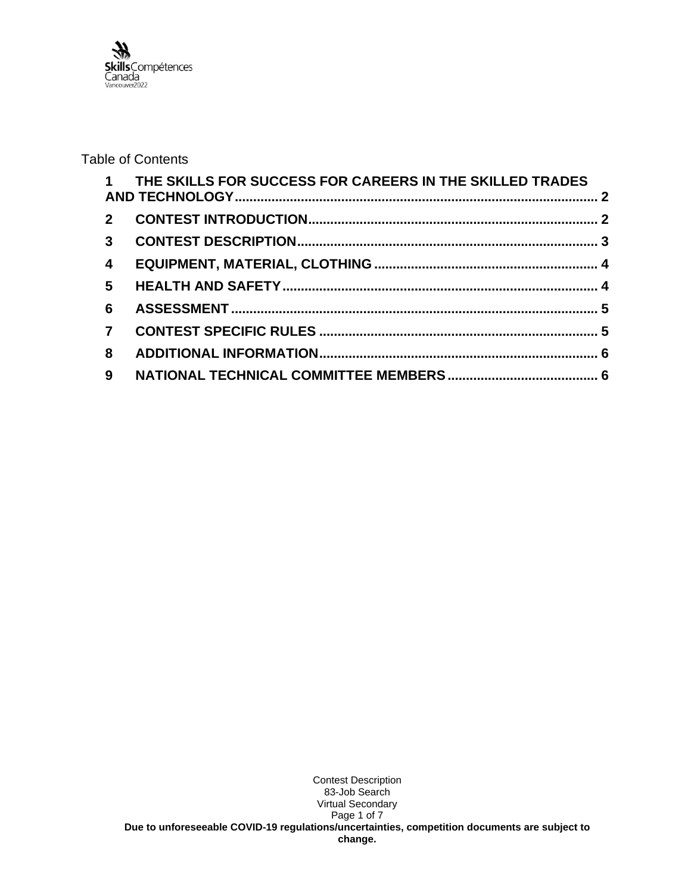Table of Contents

1 THE SKILLS FOR SUCCESS FOR CAREERS IN THE SKILLED TRADES AND TECHNOLOGY ..... 2

2 CONTEST INTRODUCTION ..... 2

3 CONTEST DESCRIPTION ..... 3

4 EQUIPMENT, MATERIAL, CLOTHING ..... 4

5 HEALTH AND SAFETY ..... 4

6 ASSESSMENT ..... 5

7 CONTEST SPECIFIC RULES ..... 5

8 ADDITIONAL INFORMATION ..... 6

9 NATIONAL TECHNICAL COMMITTEE MEMBERS ..... 6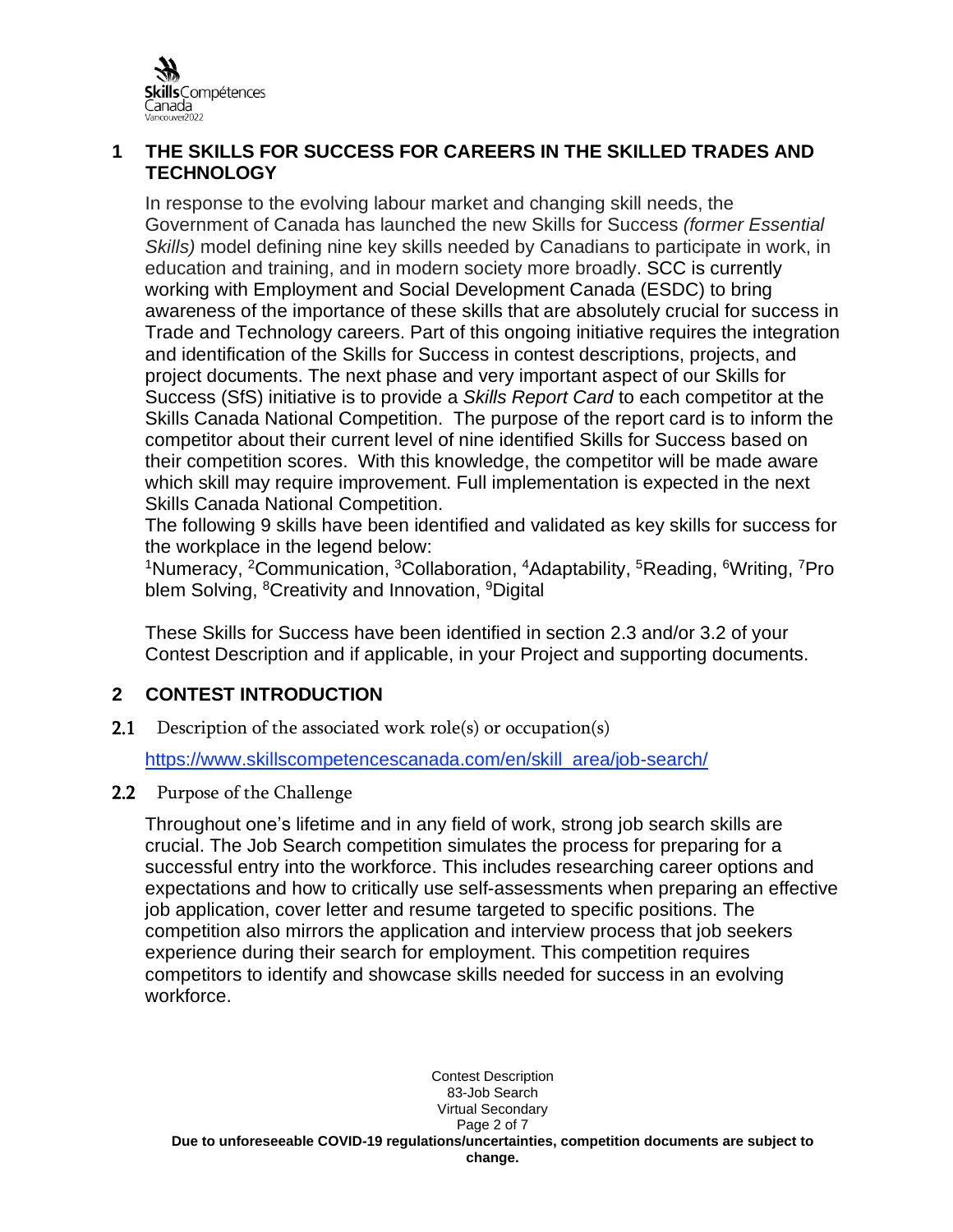## 1 THE SKILLS FOR SUCCESS FOR CAREERS IN THE SKILLED TRADES AND TECHNOLOGY

In response to the evolving labour market and changing skill needs, the Government of Canada has launched the new Skills for Success *(former Essential Skills)* model defining nine key skills needed by Canadians to participate in work, in education and training, and in modern society more broadly. SCC is currently working with Employment and Social Development Canada (ESDC) to bring awareness of the importance of these skills that are absolutely crucial for success in Trade and Technology careers. Part of this ongoing initiative requires the integration and identification of the Skills for Success in contest descriptions, projects, and project documents. The next phase and very important aspect of our Skills for Success (SfS) initiative is to provide a *Skills Report Card* to each competitor at the Skills Canada National Competition. The purpose of the report card is to inform the competitor about their current level of nine identified Skills for Success based on their competition scores. With this knowledge, the competitor will be made aware which skill may require improvement. Full implementation is expected in the next Skills Canada National Competition.

The following 9 skills have been identified and validated as key skills for success for the workplace in the legend below:

[1]Numeracy, [2]Communication, [3]Collaboration, [4]Adaptability, [5]Reading, [6]Writing, [7]Problem Solving, [8]Creativity and Innovation, [9]Digital

These Skills for Success have been identified in section 2.3 and/or 3.2 of your Contest Description and if applicable, in your Project and supporting documents.

## 2 CONTEST INTRODUCTION

### 2.1 Description of the associated work role(s) or occupation(s)

https://www.skillscompetencescanada.com/en/skill_area/job-search/

### 2.2 Purpose of the Challenge

Throughout one's lifetime and in any field of work, strong job search skills are crucial. The Job Search competition simulates the process for preparing for a successful entry into the workforce. This includes researching career options and expectations and how to critically use self-assessments when preparing an effective job application, cover letter and resume targeted to specific positions. The competition also mirrors the application and interview process that job seekers experience during their search for employment. This competition requires competitors to identify and showcase skills needed for success in an evolving workforce.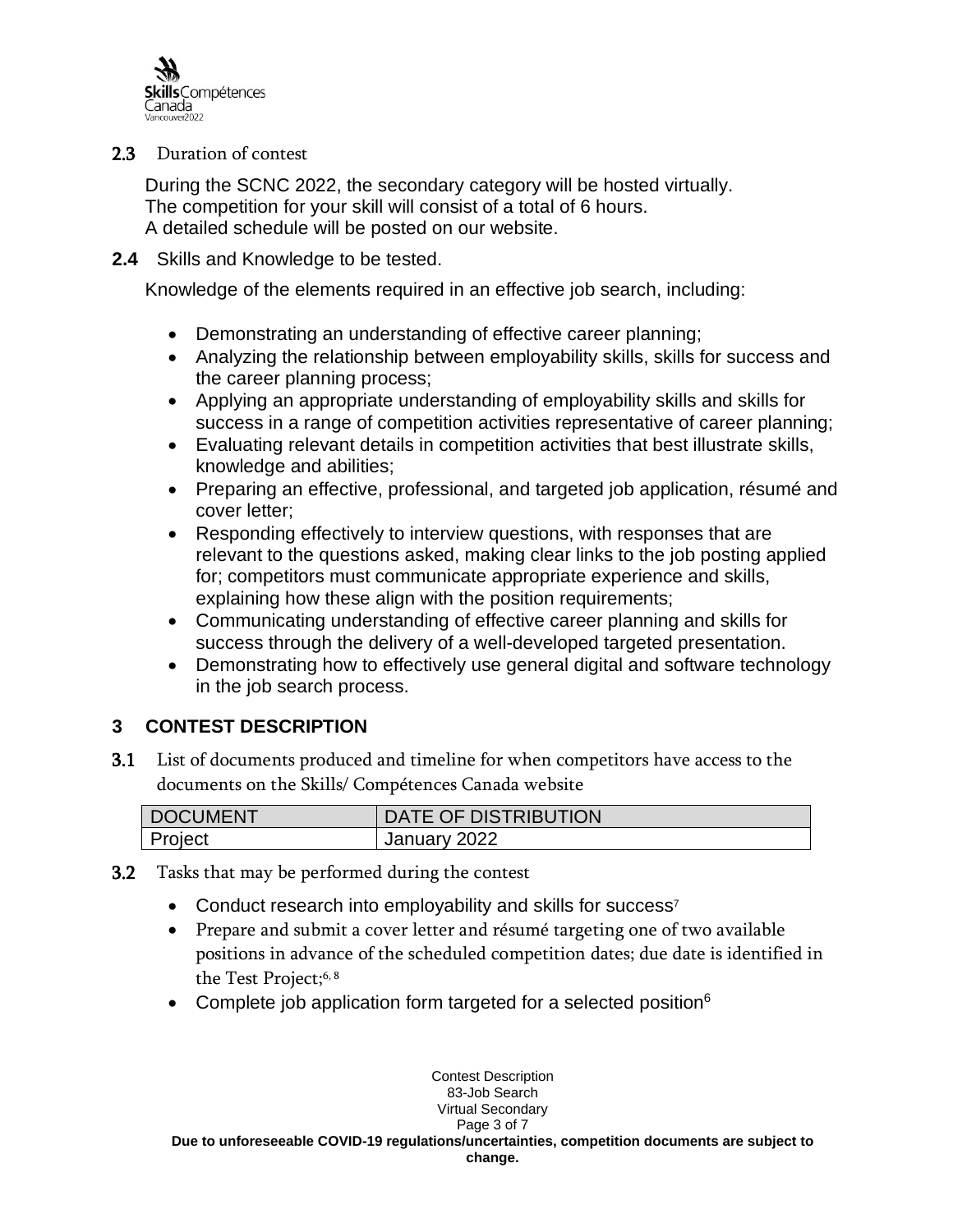### 2.3 Duration of contest

During the SCNC 2022, the secondary category will be hosted virtually.
The competition for your skill will consist of a total of 6 hours.
A detailed schedule will be posted on our website.

### 2.4 Skills and Knowledge to be tested.

Knowledge of the elements required in an effective job search, including:

- Demonstrating an understanding of effective career planning;
- Analyzing the relationship between employability skills, skills for success and the career planning process;
- Applying an appropriate understanding of employability skills and skills for success in a range of competition activities representative of career planning;
- Evaluating relevant details in competition activities that best illustrate skills, knowledge and abilities;
- Preparing an effective, professional, and targeted job application, résumé and cover letter;
- Responding effectively to interview questions, with responses that are relevant to the questions asked, making clear links to the job posting applied for; competitors must communicate appropriate experience and skills, explaining how these align with the position requirements;
- Communicating understanding of effective career planning and skills for success through the delivery of a well-developed targeted presentation.
- Demonstrating how to effectively use general digital and software technology in the job search process.

## 3 CONTEST DESCRIPTION

### 3.1 List of documents produced and timeline for when competitors have access to the documents on the Skills/ Compétences Canada website

| DOCUMENT | DATE OF DISTRIBUTION |
|---|---|
| Project | January 2022 |

### 3.2 Tasks that may be performed during the contest

- Conduct research into employability and skills for success[7]
- Prepare and submit a cover letter and résumé targeting one of two available positions in advance of the scheduled competition dates; due date is identified in the Test Project;[6, 8]
- Complete job application form targeted for a selected position[6]

**Due to unforeseeable COVID-19 regulations/uncertainties, competition documents are subject to change.**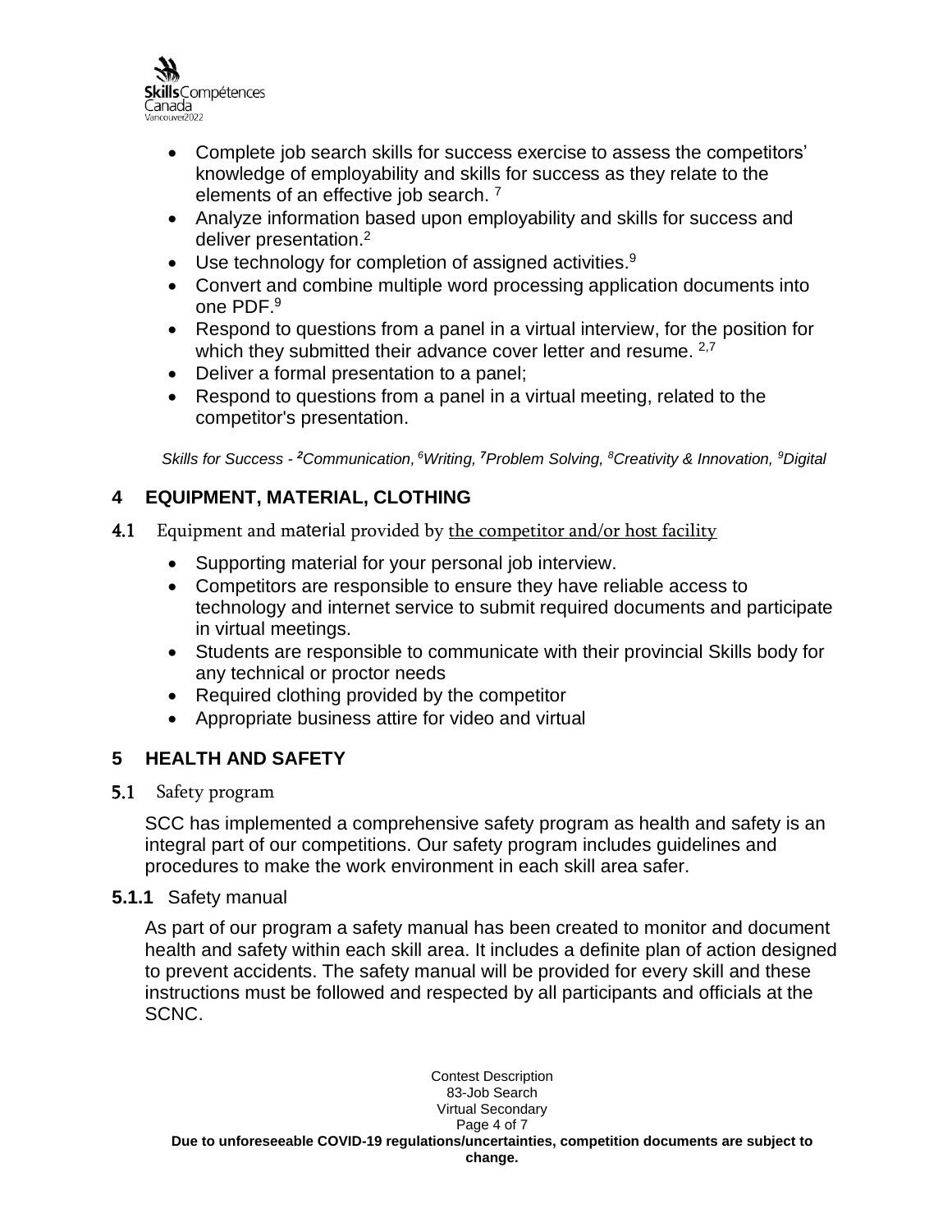- Complete job search skills for success exercise to assess the competitors' knowledge of employability and skills for success as they relate to the elements of an effective job search. [7]
- Analyze information based upon employability and skills for success and deliver presentation.[2]
- Use technology for completion of assigned activities.[9]
- Convert and combine multiple word processing application documents into one PDF.[9]
- Respond to questions from a panel in a virtual interview, for the position for which they submitted their advance cover letter and resume. [2,7]
- Deliver a formal presentation to a panel;
- Respond to questions from a panel in a virtual meeting, related to the competitor's presentation.

*Skills for Success - [2]Communication, [6]Writing, [7]Problem Solving, [8]Creativity & Innovation, [9]Digital*

## 4 EQUIPMENT, MATERIAL, CLOTHING

### 4.1 Equipment and material provided by the competitor and/or host facility

- Supporting material for your personal job interview.
- Competitors are responsible to ensure they have reliable access to technology and internet service to submit required documents and participate in virtual meetings.
- Students are responsible to communicate with their provincial Skills body for any technical or proctor needs
- Required clothing provided by the competitor
- Appropriate business attire for video and virtual

## 5 HEALTH AND SAFETY

### 5.1 Safety program

SCC has implemented a comprehensive safety program as health and safety is an integral part of our competitions. Our safety program includes guidelines and procedures to make the work environment in each skill area safer.

#### 5.1.1 Safety manual

As part of our program a safety manual has been created to monitor and document health and safety within each skill area. It includes a definite plan of action designed to prevent accidents. The safety manual will be provided for every skill and these instructions must be followed and respected by all participants and officials at the SCNC.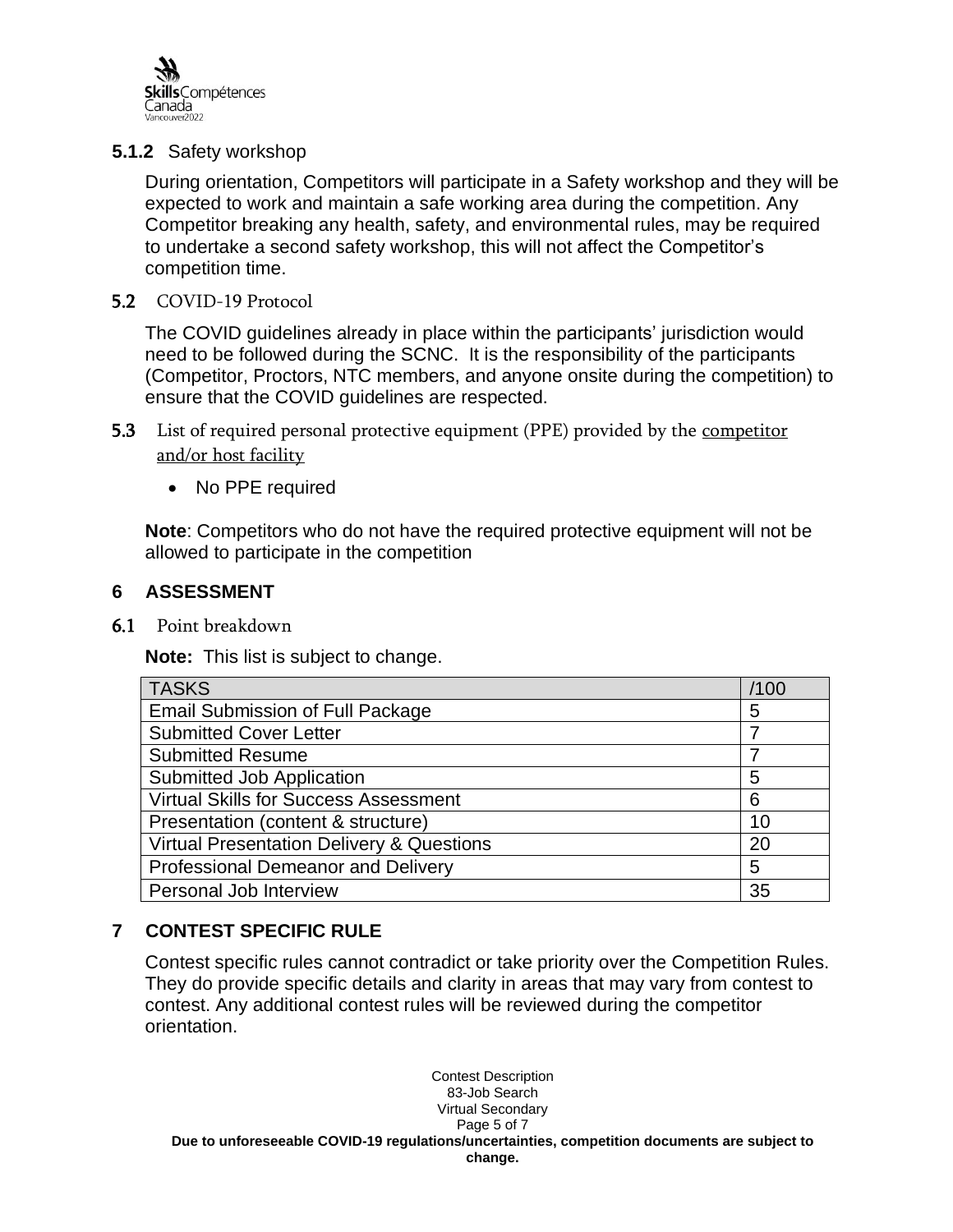### 5.1.2 Safety workshop

During orientation, Competitors will participate in a Safety workshop and they will be expected to work and maintain a safe working area during the competition. Any Competitor breaking any health, safety, and environmental rules, may be required to undertake a second safety workshop, this will not affect the Competitor's competition time.

### 5.2 COVID-19 Protocol

The COVID guidelines already in place within the participants' jurisdiction would need to be followed during the SCNC. It is the responsibility of the participants (Competitor, Proctors, NTC members, and anyone onsite during the competition) to ensure that the COVID guidelines are respected.

### 5.3 List of required personal protective equipment (PPE) provided by the competitor and/or host facility

- No PPE required

**Note**: Competitors who do not have the required protective equipment will not be allowed to participate in the competition

## 6 ASSESSMENT

### 6.1 Point breakdown

**Note:** This list is subject to change.

| TASKS | /100 |
|---|---|
| Email Submission of Full Package | 5 |
| Submitted Cover Letter | 7 |
| Submitted Resume | 7 |
| Submitted Job Application | 5 |
| Virtual Skills for Success Assessment | 6 |
| Presentation (content & structure) | 10 |
| Virtual Presentation Delivery & Questions | 20 |
| Professional Demeanor and Delivery | 5 |
| Personal Job Interview | 35 |

## 7 CONTEST SPECIFIC RULE

Contest specific rules cannot contradict or take priority over the Competition Rules. They do provide specific details and clarity in areas that may vary from contest to contest. Any additional contest rules will be reviewed during the competitor orientation.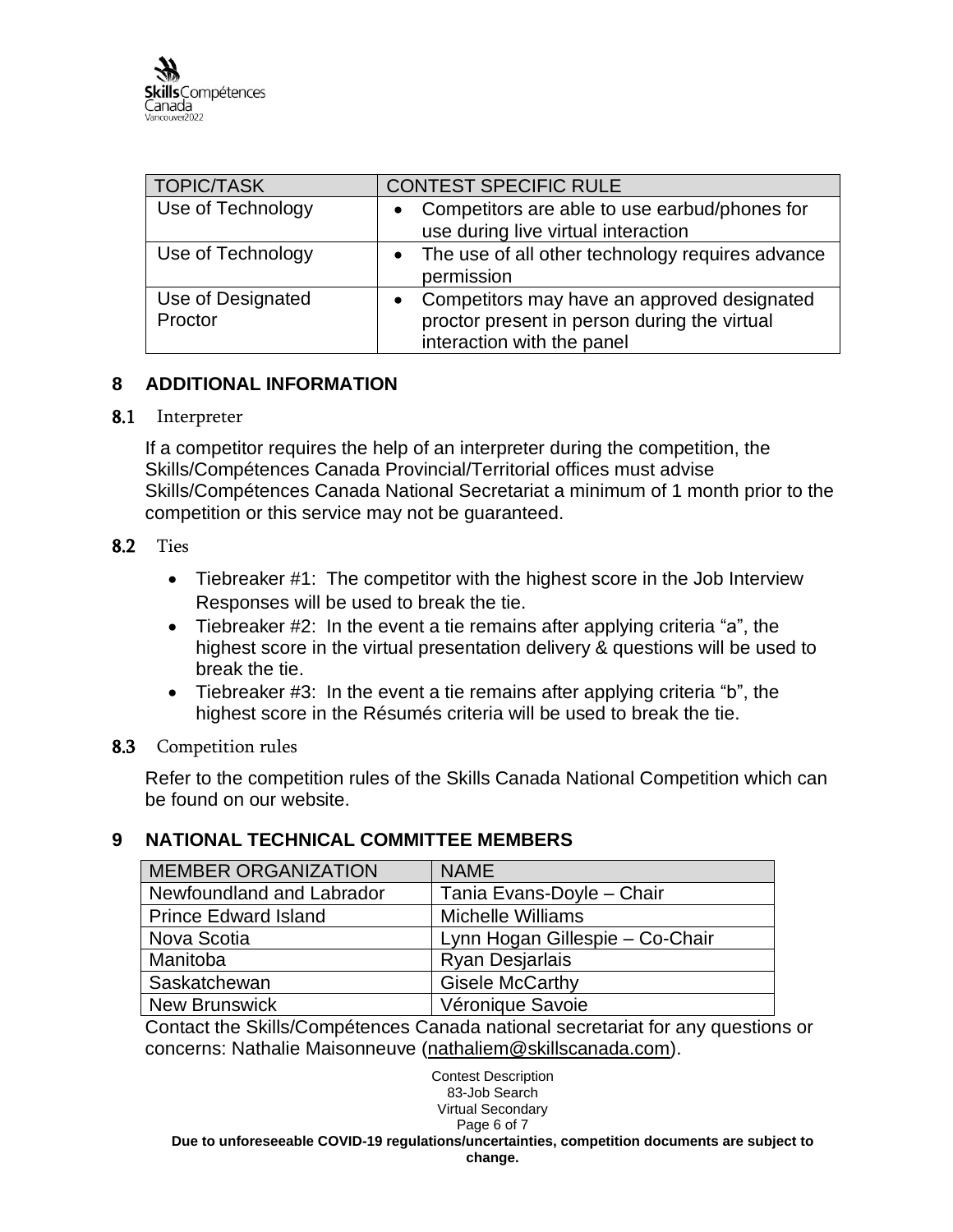| TOPIC/TASK | CONTEST SPECIFIC RULE |
|---|---|
| Use of Technology | • Competitors are able to use earbud/phones for use during live virtual interaction |
| Use of Technology | • The use of all other technology requires advance permission |
| Use of Designated Proctor | • Competitors may have an approved designated proctor present in person during the virtual interaction with the panel |

## 8 ADDITIONAL INFORMATION

### 8.1 Interpreter

If a competitor requires the help of an interpreter during the competition, the Skills/Compétences Canada Provincial/Territorial offices must advise Skills/Compétences Canada National Secretariat a minimum of 1 month prior to the competition or this service may not be guaranteed.

### 8.2 Ties

- Tiebreaker #1: The competitor with the highest score in the Job Interview Responses will be used to break the tie.
- Tiebreaker #2: In the event a tie remains after applying criteria "a", the highest score in the virtual presentation delivery & questions will be used to break the tie.
- Tiebreaker #3: In the event a tie remains after applying criteria "b", the highest score in the Résumés criteria will be used to break the tie.

### 8.3 Competition rules

Refer to the competition rules of the Skills Canada National Competition which can be found on our website.

## 9 NATIONAL TECHNICAL COMMITTEE MEMBERS

| MEMBER ORGANIZATION | NAME |
|---|---|
| Newfoundland and Labrador | Tania Evans-Doyle – Chair |
| Prince Edward Island | Michelle Williams |
| Nova Scotia | Lynn Hogan Gillespie – Co-Chair |
| Manitoba | Ryan Desjarlais |
| Saskatchewan | Gisele McCarthy |
| New Brunswick | Véronique Savoie |

Contact the Skills/Compétences Canada national secretariat for any questions or concerns: Nathalie Maisonneuve (nathaliem@skillscanada.com).